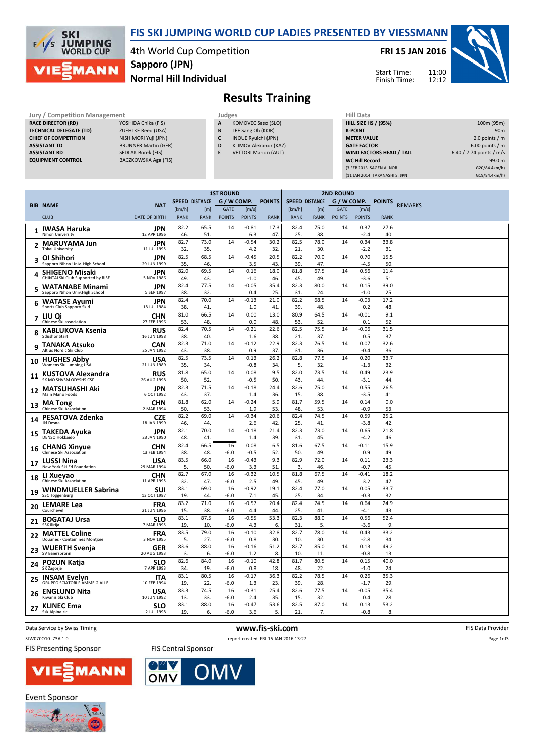# FIS SKI JUMPING WORLD CUP LADIES PRESENTED BY VIESSMANN

4th World Cup Competition
Sapporo (JPN)
Normal Hill Individual

**FRI 15 JAN 2016**

Start Time: 11:00
Finish Time: 12:12

## Results Training

**Jury / Competition Management**

| | |
|---|---|
| RACE DIRECTOR (RD) | YOSHIDA Chika (FIS) |
| TECHNICAL DELEGATE (TD) | ZUEHLKE Reed (USA) |
| CHIEF OF COMPETITION | NISHIMORI Yuji (JPN) |
| ASSISTANT TD | BRUNNER Martin (GER) |
| ASSISTANT RD | SEDLAK Borek (FIS) |
| EQUIPMENT CONTROL | BACZKOWSKA Aga (FIS) |

**Judges**

| | |
|---|---|
| A | KOMOVEC Saso (SLO) |
| B | LEE Sang Oh (KOR) |
| C | INOUE Ryuichi (JPN) |
| D | KLIMOV Alexandr (KAZ) |
| E | VETTORI Marion (AUT) |

**Hill Data**

| | |
|---|---|
| HILL SIZE HS / (95%) | 100m (95m) |
| K-POINT | 90m |
| METER VALUE | 2.0 points / m |
| GATE FACTOR | 6.00 points / m |
| WIND FACTORS HEAD / TAIL | 6.40 / 7.74 points / m/s |
| WC Hill Record | 99.0 m |
| (3 FEB 2013 SAGEN A. NOR | G20/84.4km/h) |
| (11 JAN 2014 TAKANASHI S. JPN | G19/84.4km/h) |

| BIB | NAME / CLUB | NAT / DATE OF BIRTH | 1st SPEED [km/h] / RANK | 1st DISTANCE [m] / RANK | 1st GATE / POINTS | 1st WIND [m/s] / POINTS | 1st POINTS / RANK | 2nd SPEED [km/h] / RANK | 2nd DISTANCE [m] / RANK | 2nd GATE / POINTS | 2nd WIND [m/s] / POINTS | 2nd POINTS / RANK | REMARKS |
|---|---|---|---|---|---|---|---|---|---|---|---|---|---|
| 1 | IWASA Haruka / Nihon University | JPN / 12 APR 1996 | 82.2 / 46. | 65.5 / 51. | 14 | -0.81 / 6.3 | 17.3 / 47. | 82.4 / 25. | 75.0 / 38. | 14 | 0.37 / -2.4 | 27.6 / 40. | |
| 2 | MARUYAMA Jun / Tokai University | JPN / 11 JUL 1995 | 82.7 / 32. | 73.0 / 35. | 14 | -0.54 / 4.2 | 30.2 / 32. | 82.5 / 21. | 78.0 / 30. | 14 | 0.34 / -2.2 | 33.8 / 31. | |
| 3 | OI Shihori / Sapporo Nihon Univ. High School | JPN / 29 JUN 1999 | 82.5 / 35. | 68.5 / 46. | 14 | -0.45 / 3.5 | 20.5 / 43. | 82.2 / 39. | 70.0 / 47. | 14 | 0.70 / -4.5 | 15.5 / 50. | |
| 4 | SHIGENO Misaki / CHINTAI Ski Club Supported by RISE | JPN / 5 NOV 1986 | 82.0 / 49. | 69.5 / 43. | 14 | 0.16 / -1.0 | 18.0 / 46. | 81.8 / 45. | 67.5 / 49. | 14 | 0.56 / -3.6 | 11.4 / 51. | |
| 5 | WATANABE Minami / Sapporo Nihon Univ.High School | JPN / 5 SEP 1997 | 82.4 / 38. | 77.5 / 32. | 14 | -0.05 / 0.4 | 35.4 / 25. | 82.3 / 31. | 80.0 / 24. | 14 | 0.15 / -1.0 | 39.0 / 25. | |
| 6 | WATASE Ayumi / Sports Club Sapporo Skid | JPN / 18 JUL 1984 | 82.4 / 38. | 70.0 / 41. | 14 | -0.13 / 1.0 | 21.0 / 41. | 82.2 / 39. | 68.5 / 48. | 14 | -0.03 / 0.2 | 17.2 / 48. | |
| 7 | LIU Qi / Chinese Ski association | CHN / 27 FEB 1996 | 81.0 / 53. | 66.5 / 48. | 14 | 0.00 / 0.0 | 13.0 / 48. | 80.9 / 53. | 64.5 / 52. | 14 | -0.01 / 0.1 | 9.1 / 52. | |
| 8 | KABLUKOVA Ksenia / Sdushor Start | RUS / 16 JUN 1998 | 82.4 / 38. | 70.5 / 40. | 14 | -0.21 / 1.6 | 22.6 / 38. | 82.5 / 21. | 75.5 / 37. | 14 | -0.06 / 0.5 | 31.5 / 37. | |
| 9 | TANAKA Atsuko / Altius Nordic Ski Club | CAN / 25 JAN 1992 | 82.3 / 43. | 71.0 / 38. | 14 | -0.12 / 0.9 | 22.9 / 37. | 82.3 / 31. | 76.5 / 36. | 14 | 0.07 / -0.4 | 32.6 / 36. | |
| 10 | HUGHES Abby / Womens Ski Jumping USA | USA / 21 JUN 1989 | 82.5 / 35. | 73.5 / 34. | 14 | 0.13 / -0.8 | 26.2 / 34. | 82.8 / 5. | 77.5 / 32. | 14 | 0.20 / -1.3 | 33.7 / 32. | |
| 11 | KUSTOVA Alexandra / SK MO SHVSM ODYSHS CSP | RUS / 26 AUG 1998 | 81.8 / 50. | 65.0 / 52. | 14 | 0.08 / -0.5 | 9.5 / 50. | 82.0 / 43. | 73.5 / 44. | 14 | 0.49 / -3.1 | 23.9 / 44. | |
| 12 | MATSUHASHI Aki / Main Mano Foods | JPN / 6 OCT 1992 | 82.3 / 43. | 71.5 / 37. | 14 | -0.18 / 1.4 | 24.4 / 36. | 82.6 / 15. | 75.0 / 38. | 14 | 0.55 / -3.5 | 26.5 / 41. | |
| 13 | MA Tong / Chinese Ski Association | CHN / 2 MAR 1994 | 81.8 / 50. | 62.0 / 53. | 14 | -0.24 / 1.9 | 5.9 / 53. | 81.7 / 48. | 59.5 / 53. | 14 | 0.14 / -0.9 | 0.0 / 53. | |
| 14 | PESATOVA Zdenka / Jkl Desna | CZE / 18 JAN 1999 | 82.2 / 46. | 69.0 / 44. | 14 | -0.34 / 2.6 | 20.6 / 42. | 82.4 / 25. | 74.5 / 41. | 14 | 0.59 / -3.8 | 25.2 / 42. | |
| 15 | TAKEDA Ayuka / DENSO Hokkaido | JPN / 23 JAN 1990 | 82.1 / 48. | 70.0 / 41. | 14 | -0.18 / 1.4 | 21.4 / 39. | 82.3 / 31. | 73.0 / 45. | 14 | 0.65 / -4.2 | 21.8 / 46. | |
| 16 | CHANG Xinyue / Chinese Ski Association | CHN / 13 FEB 1994 | 82.4 / 38. | 66.5 / 48. | 16 / -6.0 | 0.08 / -0.5 | 6.5 / 52. | 81.6 / 50. | 67.5 / 49. | 14 | -0.11 / 0.9 | 15.9 / 49. | |
| 17 | LUSSI Nina / New York Ski Ed Foundation | USA / 29 MAR 1994 | 83.5 / 5. | 66.0 / 50. | 16 / -6.0 | -0.43 / 3.3 | 9.3 / 51. | 82.9 / 3. | 72.0 / 46. | 14 | 0.11 / -0.7 | 23.3 / 45. | |
| 18 | LI Xueyao / Chinese Ski Association | CHN / 11 APR 1995 | 82.7 / 32. | 67.0 / 47. | 16 / -6.0 | -0.32 / 2.5 | 10.5 / 49. | 81.8 / 45. | 67.5 / 49. | 14 | -0.41 / 3.2 | 18.2 / 47. | |
| 19 | WINDMUELLER Sabrina / SSC Toggenburg | SUI / 13 OCT 1987 | 83.1 / 19. | 69.0 / 44. | 16 / -6.0 | -0.92 / 7.1 | 19.1 / 45. | 82.4 / 25. | 77.0 / 34. | 14 | 0.05 / -0.3 | 33.7 / 32. | |
| 20 | LEMARE Lea / Courchevel | FRA / 21 JUN 1996 | 83.2 / 15. | 71.0 / 38. | 16 / -6.0 | -0.57 / 4.4 | 20.4 / 44. | 82.4 / 25. | 74.5 / 41. | 14 | 0.64 / -4.1 | 24.9 / 43. | |
| 21 | BOGATAJ Ursa / SSK Ilirija | SLO / 7 MAR 1995 | 83.1 / 19. | 87.5 / 10. | 16 / -6.0 | -0.55 / 4.3 | 53.3 / 6. | 82.3 / 31. | 88.0 / 5. | 14 | 0.56 / -3.6 | 52.4 / 9. | |
| 22 | MATTEL Coline / Douanes - Contamines Montjoie | FRA / 3 NOV 1995 | 83.5 / 5. | 79.0 / 27. | 16 / -6.0 | -0.10 / 0.8 | 32.8 / 30. | 82.7 / 10. | 78.0 / 30. | 14 | 0.43 / -2.8 | 33.2 / 34. | |
| 23 | WUERTH Svenja / SV Baiersbronn | GER / 20 AUG 1993 | 83.6 / 3. | 88.0 / 6. | 16 / -6.0 | -0.16 / 1.2 | 51.2 / 8. | 82.7 / 10. | 85.0 / 11. | 14 | 0.13 / -0.8 | 49.2 / 13. | |
| 24 | POZUN Katja / SK Zagorje | SLO / 7 APR 1993 | 82.6 / 34. | 84.0 / 19. | 16 / -6.0 | -0.10 / 0.8 | 42.8 / 18. | 81.7 / 48. | 80.5 / 22. | 14 | 0.15 / -1.0 | 40.0 / 24. | |
| 25 | INSAM Evelyn / GRUPPO SCIATORI FIAMME GIALLE | ITA / 10 FEB 1994 | 83.1 / 19. | 80.5 / 22. | 16 / -6.0 | -0.17 / 1.3 | 36.3 / 23. | 82.2 / 39. | 78.5 / 28. | 14 | 0.26 / -1.7 | 35.3 / 29. | |
| 26 | ENGLUND Nita / Kiwanis Ski Club | USA / 10 JUN 1992 | 83.3 / 13. | 74.5 / 33. | 16 / -6.0 | -0.31 / 2.4 | 25.4 / 35. | 82.6 / 15. | 77.5 / 32. | 14 | -0.05 / 0.4 | 35.4 / 28. | |
| 27 | KLINEC Ema / Ssk Alpina ziri | SLO / 2 JUL 1998 | 83.1 / 19. | 88.0 / 6. | 16 / -6.0 | -0.47 / 3.6 | 53.6 / 5. | 82.5 / 21. | 87.0 / 7. | 14 | 0.13 / -0.8 | 53.2 / 8. | |

Data Service by Swiss Timing | www.fis-ski.com | FIS Data Provider

SJW070O10_73A 1.0 | report created FRI 15 JAN 2016 13:27

FIS Presenting Sponsor: VIESSMANN | FIS Central Sponsor: OMV

Event Sponsor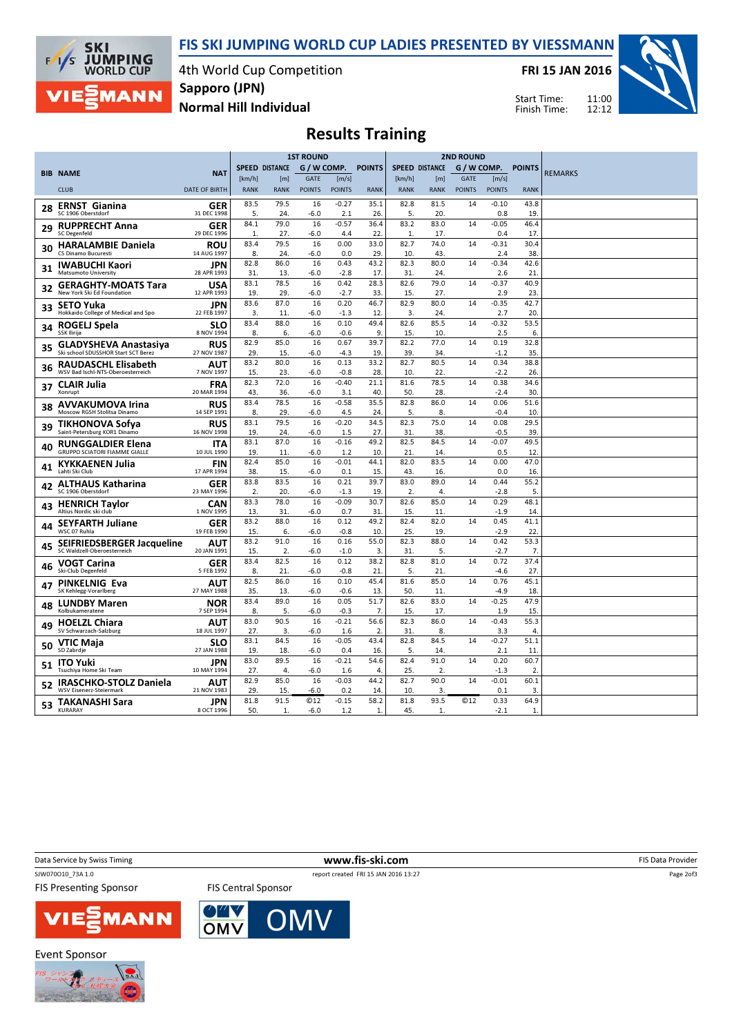# FIS SKI JUMPING WORLD CUP LADIES PRESENTED BY VIESSMANN

4th World Cup Competition
**Sapporo (JPN)**
**Normal Hill Individual**

**FRI 15 JAN 2016**

Start Time: 11:00
Finish Time: 12:12

## Results Training

| BIB | NAME / CLUB | NAT / DATE OF BIRTH | 1ST ROUND SPEED [km/h] / RANK | DISTANCE [m] / RANK | GATE / POINTS | [m/s] / POINTS | POINTS / RANK | 2ND ROUND SPEED [km/h] / RANK | DISTANCE [m] / RANK | GATE / POINTS | [m/s] / POINTS | POINTS / RANK | REMARKS |
|---|---|---|---|---|---|---|---|---|---|---|---|---|---|
| 28 | **ERNST Gianina** SC 1906 Oberstdorf | GER 31 DEC 1998 | 83.5 / 5. | 79.5 / 24. | 16 / -6.0 | -0.27 / 2.1 | 35.1 / 26. | 82.8 / 5. | 81.5 / 20. | 14 | -0.10 / 0.8 | 43.8 / 19. | |
| 29 | **RUPPRECHT Anna** SC Degenfeld | GER 29 DEC 1996 | 84.1 / 1. | 79.0 / 27. | 16 / -6.0 | -0.57 / 4.4 | 36.4 / 22. | 83.2 / 1. | 83.0 / 17. | 14 | -0.05 / 0.4 | 46.4 / 17. | |
| 30 | **HARALAMBIE Daniela** CS Dinamo Bucuresti | ROU 14 AUG 1997 | 83.4 / 8. | 79.5 / 24. | 16 / -6.0 | 0.00 / 0.0 | 33.0 / 29. | 82.7 / 10. | 74.0 / 43. | 14 | -0.31 / 2.4 | 30.4 / 38. | |
| 31 | **IWABUCHI Kaori** Matsumoto University | JPN 28 APR 1993 | 82.8 / 31. | 86.0 / 13. | 16 / -6.0 | 0.43 / -2.8 | 43.2 / 17. | 82.3 / 31. | 80.0 / 24. | 14 | -0.34 / 2.6 | 42.6 / 21. | |
| 32 | **GERAGHTY-MOATS Tara** New York Ski Ed Foundation | USA 12 APR 1993 | 83.1 / 19. | 78.5 / 29. | 16 / -6.0 | 0.42 / -2.7 | 28.3 / 33. | 82.6 / 15. | 79.0 / 27. | 14 | -0.37 / 2.9 | 40.9 / 23. | |
| 33 | **SETO Yuka** Hokkaido College of Medical and Spo | JPN 22 FEB 1997 | 83.6 / 3. | 87.0 / 11. | 16 / -6.0 | 0.20 / -1.3 | 46.7 / 12. | 82.9 / 3. | 80.0 / 24. | 14 | -0.35 / 2.7 | 42.7 / 20. | |
| 34 | **ROGELJ Spela** SSK Ilirija | SLO 8 NOV 1994 | 83.4 / 8. | 88.0 / 6. | 16 / -6.0 | 0.10 / -0.6 | 49.4 / 9. | 82.6 / 15. | 85.5 / 10. | 14 | -0.32 / 2.5 | 53.5 / 6. | |
| 35 | **GLADYSHEVA Anastasiya** Ski school SDUSSHOR Start SCT Berez | RUS 27 NOV 1987 | 82.9 / 29. | 85.0 / 15. | 16 / -6.0 | 0.67 / -4.3 | 39.7 / 19. | 82.2 / 39. | 77.0 / 34. | 14 | 0.19 / -1.2 | 32.8 / 35. | |
| 36 | **RAUDASCHL Elisabeth** WSV Bad Ischl-NTS-Oberoesterreich | AUT 7 NOV 1997 | 83.2 / 15. | 80.0 / 23. | 16 / -6.0 | 0.13 / -0.8 | 33.2 / 28. | 82.7 / 10. | 80.5 / 22. | 14 | 0.34 / -2.2 | 38.8 / 26. | |
| 37 | **CLAIR Julia** Xonrupt | FRA 20 MAR 1994 | 82.3 / 43. | 72.0 / 36. | 16 / -6.0 | -0.40 / 3.1 | 21.1 / 40. | 81.6 / 50. | 78.5 / 28. | 14 | 0.38 / -2.4 | 34.6 / 30. | |
| 38 | **AVVAKUMOVA Irina** Moscow RGSH Stolitsa Dinamo | RUS 14 SEP 1991 | 83.4 / 8. | 78.5 / 29. | 16 / -6.0 | -0.58 / 4.5 | 35.5 / 24. | 82.8 / 5. | 86.0 / 8. | 14 | 0.06 / -0.4 | 51.6 / 10. | |
| 39 | **TIKHONOVA Sofya** Saint-Petersburg KOR1 Dinamo | RUS 16 NOV 1998 | 83.1 / 19. | 79.5 / 24. | 16 / -6.0 | -0.20 / 1.5 | 34.5 / 27. | 82.3 / 31. | 75.0 / 38. | 14 | 0.08 / -0.5 | 29.5 / 39. | |
| 40 | **RUNGGALDIER Elena** GRUPPO SCIATORI FIAMME GIALLE | ITA 10 JUL 1990 | 83.1 / 19. | 87.0 / 11. | 16 / -6.0 | -0.16 / 1.2 | 49.2 / 10. | 82.5 / 21. | 84.5 / 14. | 14 | -0.07 / 0.5 | 49.5 / 12. | |
| 41 | **KYKKAENEN Julia** Lahti Ski Club | FIN 17 APR 1994 | 82.4 / 38. | 85.0 / 15. | 16 / -6.0 | -0.01 / 0.1 | 44.1 / 15. | 82.0 / 43. | 83.5 / 16. | 14 | 0.00 / 0.0 | 47.0 / 16. | |
| 42 | **ALTHAUS Katharina** SC 1906 Oberstdorf | GER 23 MAY 1996 | 83.8 / 2. | 83.5 / 20. | 16 / -6.0 | 0.21 / -1.3 | 39.7 / 19. | 83.0 / 2. | 89.0 / 4. | 14 | 0.44 / -2.8 | 55.2 / 5. | |
| 43 | **HENRICH Taylor** Altius Nordic ski club | CAN 1 NOV 1995 | 83.3 / 13. | 78.0 / 31. | 16 / -6.0 | -0.09 / 0.7 | 30.7 / 31. | 82.6 / 15. | 85.0 / 11. | 14 | 0.29 / -1.9 | 48.1 / 14. | |
| 44 | **SEYFARTH Juliane** WSC 07 Ruhla | GER 19 FEB 1990 | 83.2 / 15. | 88.0 / 6. | 16 / -6.0 | 0.12 / -0.8 | 49.2 / 10. | 82.4 / 25. | 82.0 / 19. | 14 | 0.45 / -2.9 | 41.1 / 22. | |
| 45 | **SEIFRIEDSBERGER Jacqueline** SC Waldzell-Oberoesterreich | AUT 20 JAN 1991 | 83.2 / 15. | 91.0 / 2. | 16 / -6.0 | 0.16 / -1.0 | 55.0 / 3. | 82.3 / 31. | 88.0 / 5. | 14 | 0.42 / -2.7 | 53.3 / 7. | |
| 46 | **VOGT Carina** Ski-Club Degenfeld | GER 5 FEB 1992 | 83.4 / 8. | 82.5 / 21. | 16 / -6.0 | 0.12 / -0.8 | 38.2 / 21. | 82.8 / 5. | 81.0 / 21. | 14 | 0.72 / -4.6 | 37.4 / 27. | |
| 47 | **PINKELNIG Eva** SK Kehlegg-Vorarlberg | AUT 27 MAY 1988 | 82.5 / 35. | 86.0 / 13. | 16 / -6.0 | 0.10 / -0.6 | 45.4 / 13. | 81.6 / 50. | 85.0 / 11. | 14 | 0.76 / -4.9 | 45.1 / 18. | |
| 48 | **LUNDBY Maren** Kolbukameratene | NOR 7 SEP 1994 | 83.4 / 8. | 89.0 / 5. | 16 / -6.0 | 0.05 / -0.3 | 51.7 / 7. | 82.6 / 15. | 83.0 / 17. | 14 | -0.25 / 1.9 | 47.9 / 15. | |
| 49 | **HOELZL Chiara** SV Schwarzach-Salzburg | AUT 18 JUL 1997 | 83.0 / 27. | 90.5 / 3. | 16 / -6.0 | -0.21 / 1.6 | 56.6 / 2. | 82.3 / 31. | 86.0 / 8. | 14 | -0.43 / 3.3 | 55.3 / 4. | |
| 50 | **VTIC Maja** SD Zabrdje | SLO 27 JAN 1988 | 83.1 / 19. | 84.5 / 18. | 16 / -6.0 | -0.05 / 0.4 | 43.4 / 16. | 82.8 / 5. | 84.5 / 14. | 14 | -0.27 / 2.1 | 51.1 / 11. | |
| 51 | **ITO Yuki** Tsuchiya Home Ski Team | JPN 10 MAY 1994 | 83.0 / 27. | 89.5 / 4. | 16 / -6.0 | -0.21 / 1.6 | 54.6 / 4. | 82.4 / 25. | 91.0 / 2. | 14 | 0.20 / -1.3 | 60.7 / 2. | |
| 52 | **IRASCHKO-STOLZ Daniela** WSV Eisenerz-Steiermark | AUT 21 NOV 1983 | 82.9 / 29. | 85.0 / 15. | 16 / -6.0 | -0.03 / 0.2 | 44.2 / 14. | 82.7 / 10. | 90.0 / 3. | 14 | -0.01 / 0.1 | 60.1 / 3. | |
| 53 | **TAKANASHI Sara** KURARAY | JPN 8 OCT 1996 | 81.8 / 50. | 91.5 / 1. | ©12 / -6.0 | -0.15 / 1.2 | 58.2 / 1. | 81.8 / 45. | 93.5 / 1. | ©12 | 0.33 / -2.1 | 64.9 / 1. | |

Data Service by Swiss Timing — www.fis-ski.com — FIS Data Provider

SJW070O10_73A 1.0 — report created FRI 15 JAN 2016 13:27

FIS Presenting Sponsor: VIESSMANN — FIS Central Sponsor: OMV — Event Sponsor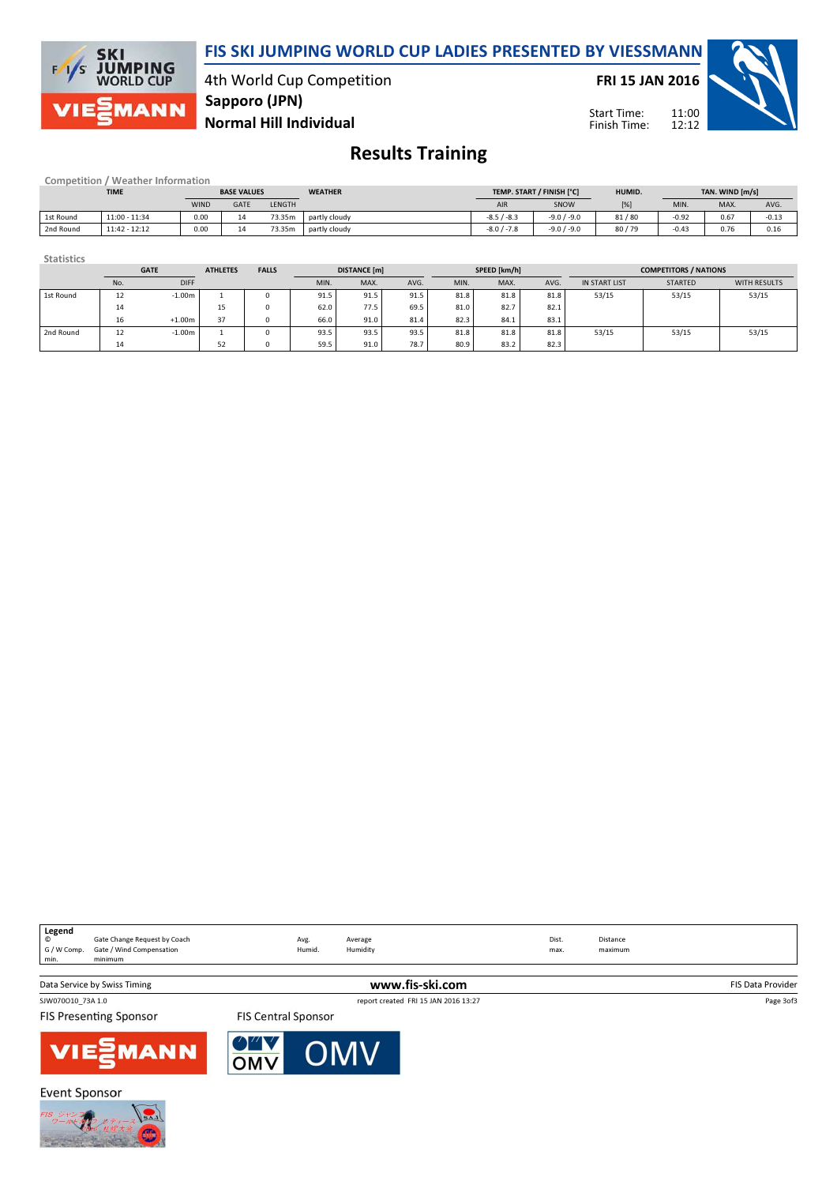# FIS SKI JUMPING WORLD CUP LADIES PRESENTED BY VIESSMANN

4th World Cup Competition
**Sapporo (JPN)**
**Normal Hill Individual**

**FRI 15 JAN 2016**

Start Time: 11:00
Finish Time: 12:12

## Results Training

Competition / Weather Information

| | TIME | BASE VALUES | | | WEATHER | TEMP. START / FINISH [°C] | | HUMID. | TAN. WIND [m/s] | | |
|---|---|---|---|---|---|---|---|---|---|---|---|
| | | WIND | GATE | LENGTH | | AIR | SNOW | [%] | MIN. | MAX. | AVG. |
| 1st Round | 11:00 - 11:34 | 0.00 | 14 | 73.35m | partly cloudy | -8.5 / -8.3 | -9.0 / -9.0 | 81 / 80 | -0.92 | 0.67 | -0.13 |
| 2nd Round | 11:42 - 12:12 | 0.00 | 14 | 73.35m | partly cloudy | -8.0 / -7.8 | -9.0 / -9.0 | 80 / 79 | -0.43 | 0.76 | 0.16 |

Statistics

| | GATE | | ATHLETES | FALLS | DISTANCE [m] | | | SPEED [km/h] | | | COMPETITORS / NATIONS | | |
|---|---|---|---|---|---|---|---|---|---|---|---|---|---|
| | No. | DIFF | | | MIN. | MAX. | AVG. | MIN. | MAX. | AVG. | IN START LIST | STARTED | WITH RESULTS |
| 1st Round | 12 | -1.00m | 1 | 0 | 91.5 | 91.5 | 91.5 | 81.8 | 81.8 | 81.8 | 53/15 | 53/15 | 53/15 |
| | 14 | | 15 | 0 | 62.0 | 77.5 | 69.5 | 81.0 | 82.7 | 82.1 | | | |
| | 16 | +1.00m | 37 | 0 | 66.0 | 91.0 | 81.4 | 82.3 | 84.1 | 83.1 | | | |
| 2nd Round | 12 | -1.00m | 1 | 0 | 93.5 | 93.5 | 93.5 | 81.8 | 81.8 | 81.8 | 53/15 | 53/15 | 53/15 |
| | 14 | | 52 | 0 | 59.5 | 91.0 | 78.7 | 80.9 | 83.2 | 82.3 | | | |

**Legend**

| | | | | | |
|---|---|---|---|---|---|
| © | Gate Change Request by Coach | Avg. | Average | Dist. | Distance |
| G / W Comp. | Gate / Wind Compensation | Humid. | Humidity | max. | maximum |
| min. | minimum | | | | |

Data Service by Swiss Timing — www.fis-ski.com — FIS Data Provider

SJW070O10_73A 1.0 — report created FRI 15 JAN 2016 13:27

FIS Presenting Sponsor — FIS Central Sponsor

Event Sponsor